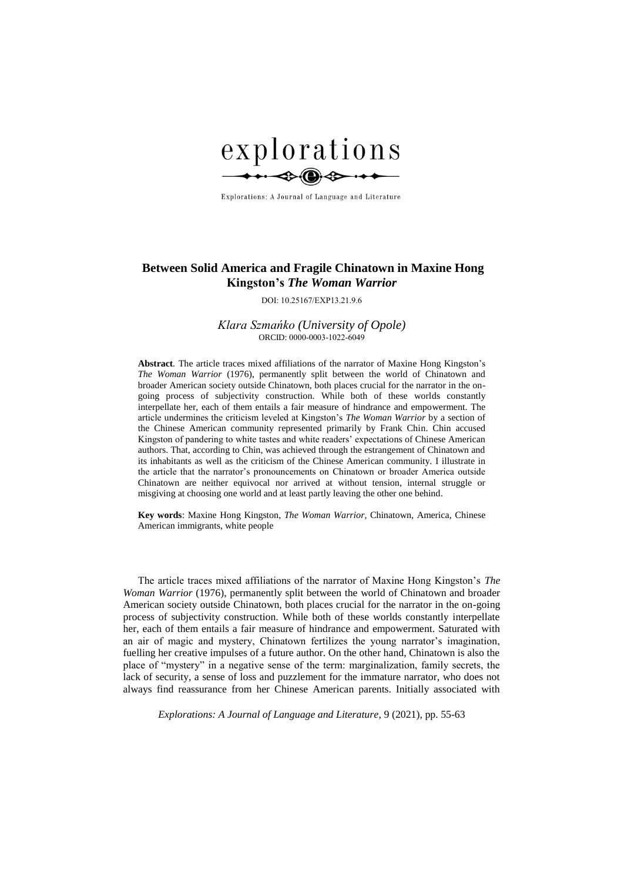explorations

Explorations: A Journal of Language and Literature

# Between Solid America and Fragile Chinatown in Maxine Hong Kingston's *The Woman Warrior*

DOI: 10.25167/EXP13.21.9.6

*Klara Szmańko (University of Opole)*
ORCID: 0000-0003-1022-6049

**Abstract**. The article traces mixed affiliations of the narrator of Maxine Hong Kingston's *The Woman Warrior* (1976), permanently split between the world of Chinatown and broader American society outside Chinatown, both places crucial for the narrator in the on-going process of subjectivity construction. While both of these worlds constantly interpellate her, each of them entails a fair measure of hindrance and empowerment. The article undermines the criticism leveled at Kingston's *The Woman Warrior* by a section of the Chinese American community represented primarily by Frank Chin. Chin accused Kingston of pandering to white tastes and white readers' expectations of Chinese American authors. That, according to Chin, was achieved through the estrangement of Chinatown and its inhabitants as well as the criticism of the Chinese American community. I illustrate in the article that the narrator's pronouncements on Chinatown or broader America outside Chinatown are neither equivocal nor arrived at without tension, internal struggle or misgiving at choosing one world and at least partly leaving the other one behind.

**Key words**: Maxine Hong Kingston, *The Woman Warrior*, Chinatown, America, Chinese American immigrants, white people

The article traces mixed affiliations of the narrator of Maxine Hong Kingston's *The Woman Warrior* (1976), permanently split between the world of Chinatown and broader American society outside Chinatown, both places crucial for the narrator in the on-going process of subjectivity construction. While both of these worlds constantly interpellate her, each of them entails a fair measure of hindrance and empowerment. Saturated with an air of magic and mystery, Chinatown fertilizes the young narrator's imagination, fuelling her creative impulses of a future author. On the other hand, Chinatown is also the place of "mystery" in a negative sense of the term: marginalization, family secrets, the lack of security, a sense of loss and puzzlement for the immature narrator, who does not always find reassurance from her Chinese American parents. Initially associated with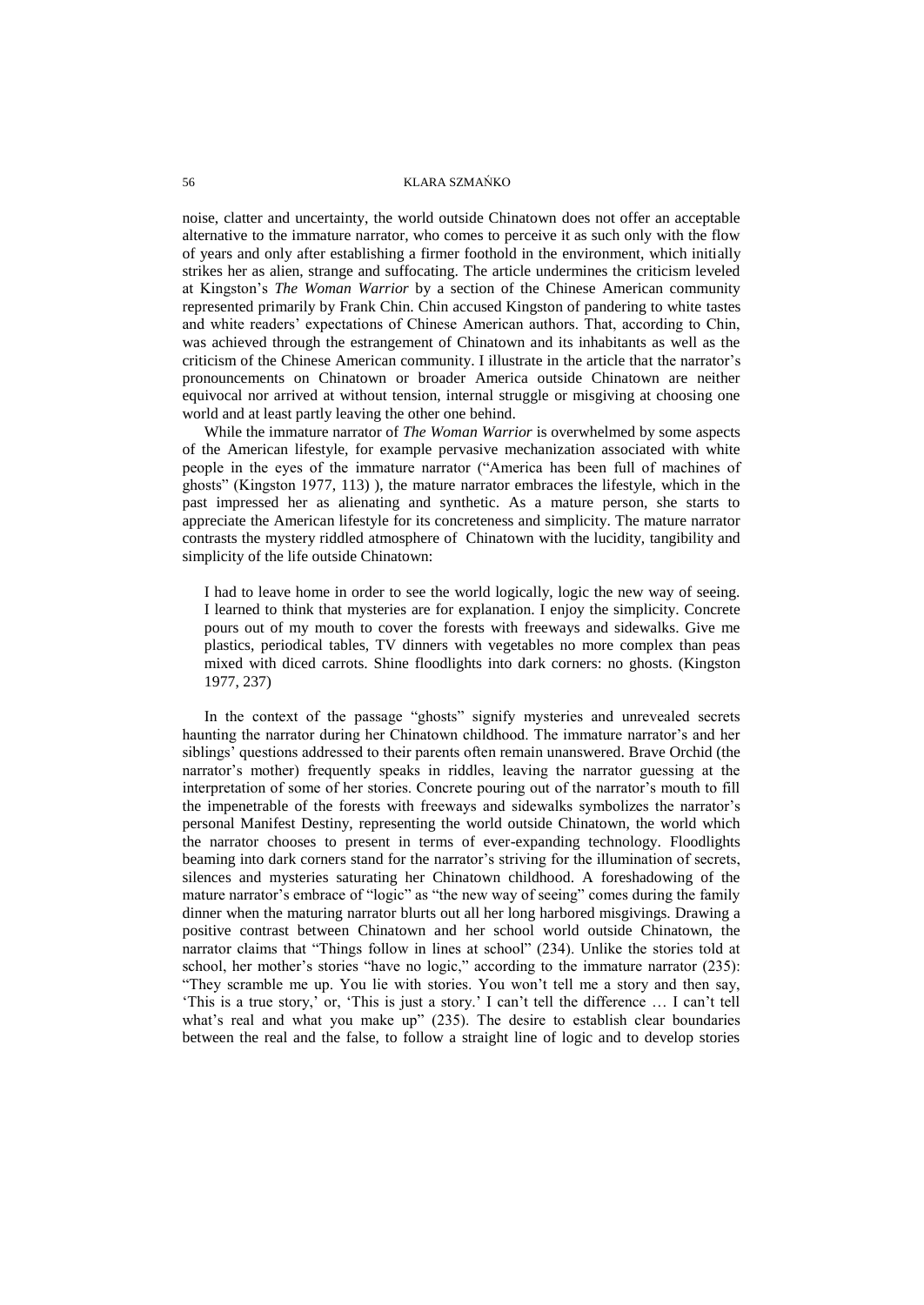noise, clatter and uncertainty, the world outside Chinatown does not offer an acceptable alternative to the immature narrator, who comes to perceive it as such only with the flow of years and only after establishing a firmer foothold in the environment, which initially strikes her as alien, strange and suffocating. The article undermines the criticism leveled at Kingston's *The Woman Warrior* by a section of the Chinese American community represented primarily by Frank Chin. Chin accused Kingston of pandering to white tastes and white readers' expectations of Chinese American authors. That, according to Chin, was achieved through the estrangement of Chinatown and its inhabitants as well as the criticism of the Chinese American community. I illustrate in the article that the narrator's pronouncements on Chinatown or broader America outside Chinatown are neither equivocal nor arrived at without tension, internal struggle or misgiving at choosing one world and at least partly leaving the other one behind.

While the immature narrator of *The Woman Warrior* is overwhelmed by some aspects of the American lifestyle, for example pervasive mechanization associated with white people in the eyes of the immature narrator ("America has been full of machines of ghosts" (Kingston 1977, 113) ), the mature narrator embraces the lifestyle, which in the past impressed her as alienating and synthetic. As a mature person, she starts to appreciate the American lifestyle for its concreteness and simplicity. The mature narrator contrasts the mystery riddled atmosphere of Chinatown with the lucidity, tangibility and simplicity of the life outside Chinatown:

> I had to leave home in order to see the world logically, logic the new way of seeing. I learned to think that mysteries are for explanation. I enjoy the simplicity. Concrete pours out of my mouth to cover the forests with freeways and sidewalks. Give me plastics, periodical tables, TV dinners with vegetables no more complex than peas mixed with diced carrots. Shine floodlights into dark corners: no ghosts. (Kingston 1977, 237)

In the context of the passage "ghosts" signify mysteries and unrevealed secrets haunting the narrator during her Chinatown childhood. The immature narrator's and her siblings' questions addressed to their parents often remain unanswered. Brave Orchid (the narrator's mother) frequently speaks in riddles, leaving the narrator guessing at the interpretation of some of her stories. Concrete pouring out of the narrator's mouth to fill the impenetrable of the forests with freeways and sidewalks symbolizes the narrator's personal Manifest Destiny, representing the world outside Chinatown, the world which the narrator chooses to present in terms of ever-expanding technology. Floodlights beaming into dark corners stand for the narrator's striving for the illumination of secrets, silences and mysteries saturating her Chinatown childhood. A foreshadowing of the mature narrator's embrace of "logic" as "the new way of seeing" comes during the family dinner when the maturing narrator blurts out all her long harbored misgivings. Drawing a positive contrast between Chinatown and her school world outside Chinatown, the narrator claims that "Things follow in lines at school" (234). Unlike the stories told at school, her mother's stories "have no logic," according to the immature narrator (235): "They scramble me up. You lie with stories. You won't tell me a story and then say, 'This is a true story,' or, 'This is just a story.' I can't tell the difference … I can't tell what's real and what you make up" (235). The desire to establish clear boundaries between the real and the false, to follow a straight line of logic and to develop stories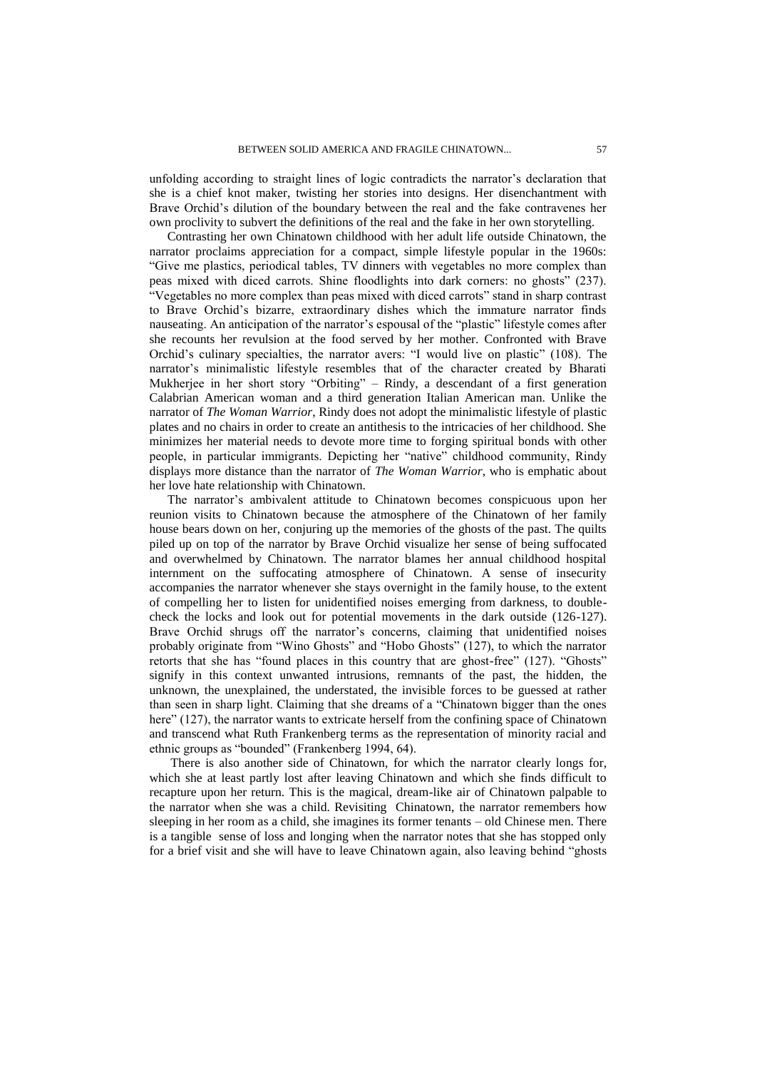unfolding according to straight lines of logic contradicts the narrator's declaration that she is a chief knot maker, twisting her stories into designs. Her disenchantment with Brave Orchid's dilution of the boundary between the real and the fake contravenes her own proclivity to subvert the definitions of the real and the fake in her own storytelling.

Contrasting her own Chinatown childhood with her adult life outside Chinatown, the narrator proclaims appreciation for a compact, simple lifestyle popular in the 1960s: "Give me plastics, periodical tables, TV dinners with vegetables no more complex than peas mixed with diced carrots. Shine floodlights into dark corners: no ghosts" (237). "Vegetables no more complex than peas mixed with diced carrots" stand in sharp contrast to Brave Orchid's bizarre, extraordinary dishes which the immature narrator finds nauseating. An anticipation of the narrator's espousal of the "plastic" lifestyle comes after she recounts her revulsion at the food served by her mother. Confronted with Brave Orchid's culinary specialties, the narrator avers: "I would live on plastic" (108). The narrator's minimalistic lifestyle resembles that of the character created by Bharati Mukherjee in her short story "Orbiting" – Rindy, a descendant of a first generation Calabrian American woman and a third generation Italian American man. Unlike the narrator of *The Woman Warrior*, Rindy does not adopt the minimalistic lifestyle of plastic plates and no chairs in order to create an antithesis to the intricacies of her childhood. She minimizes her material needs to devote more time to forging spiritual bonds with other people, in particular immigrants. Depicting her "native" childhood community, Rindy displays more distance than the narrator of *The Woman Warrior*, who is emphatic about her love hate relationship with Chinatown.

The narrator's ambivalent attitude to Chinatown becomes conspicuous upon her reunion visits to Chinatown because the atmosphere of the Chinatown of her family house bears down on her, conjuring up the memories of the ghosts of the past. The quilts piled up on top of the narrator by Brave Orchid visualize her sense of being suffocated and overwhelmed by Chinatown. The narrator blames her annual childhood hospital internment on the suffocating atmosphere of Chinatown. A sense of insecurity accompanies the narrator whenever she stays overnight in the family house, to the extent of compelling her to listen for unidentified noises emerging from darkness, to double-check the locks and look out for potential movements in the dark outside (126-127). Brave Orchid shrugs off the narrator's concerns, claiming that unidentified noises probably originate from "Wino Ghosts" and "Hobo Ghosts" (127), to which the narrator retorts that she has "found places in this country that are ghost-free" (127). "Ghosts" signify in this context unwanted intrusions, remnants of the past, the hidden, the unknown, the unexplained, the understated, the invisible forces to be guessed at rather than seen in sharp light. Claiming that she dreams of a "Chinatown bigger than the ones here" (127), the narrator wants to extricate herself from the confining space of Chinatown and transcend what Ruth Frankenberg terms as the representation of minority racial and ethnic groups as "bounded" (Frankenberg 1994, 64).

There is also another side of Chinatown, for which the narrator clearly longs for, which she at least partly lost after leaving Chinatown and which she finds difficult to recapture upon her return. This is the magical, dream-like air of Chinatown palpable to the narrator when she was a child. Revisiting Chinatown, the narrator remembers how sleeping in her room as a child, she imagines its former tenants – old Chinese men. There is a tangible sense of loss and longing when the narrator notes that she has stopped only for a brief visit and she will have to leave Chinatown again, also leaving behind "ghosts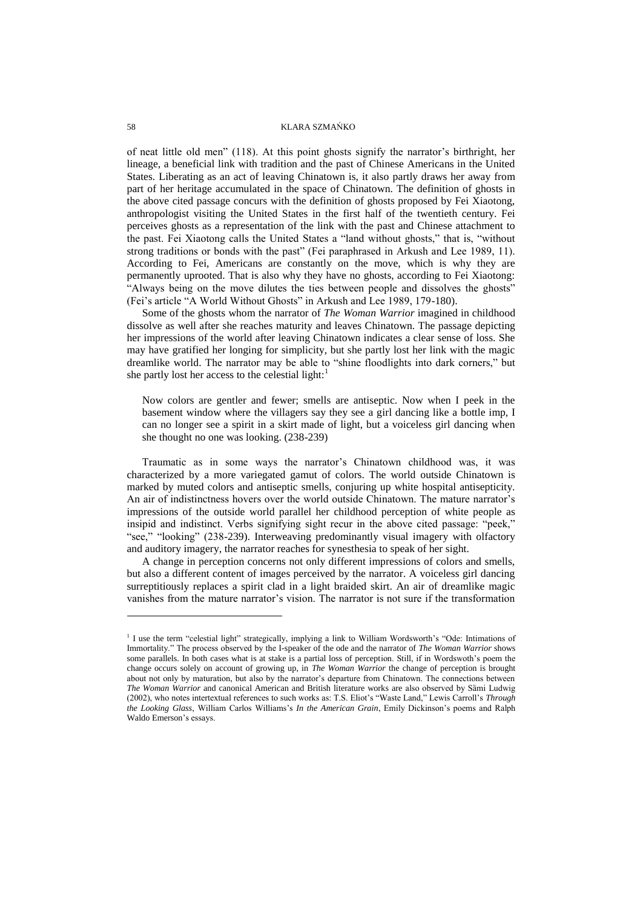of neat little old men" (118). At this point ghosts signify the narrator's birthright, her lineage, a beneficial link with tradition and the past of Chinese Americans in the United States. Liberating as an act of leaving Chinatown is, it also partly draws her away from part of her heritage accumulated in the space of Chinatown. The definition of ghosts in the above cited passage concurs with the definition of ghosts proposed by Fei Xiaotong, anthropologist visiting the United States in the first half of the twentieth century. Fei perceives ghosts as a representation of the link with the past and Chinese attachment to the past. Fei Xiaotong calls the United States a "land without ghosts," that is, "without strong traditions or bonds with the past" (Fei paraphrased in Arkush and Lee 1989, 11). According to Fei, Americans are constantly on the move, which is why they are permanently uprooted. That is also why they have no ghosts, according to Fei Xiaotong: "Always being on the move dilutes the ties between people and dissolves the ghosts" (Fei's article "A World Without Ghosts" in Arkush and Lee 1989, 179-180).

Some of the ghosts whom the narrator of *The Woman Warrior* imagined in childhood dissolve as well after she reaches maturity and leaves Chinatown. The passage depicting her impressions of the world after leaving Chinatown indicates a clear sense of loss. She may have gratified her longing for simplicity, but she partly lost her link with the magic dreamlike world. The narrator may be able to "shine floodlights into dark corners," but she partly lost her access to the celestial light:[1]

> Now colors are gentler and fewer; smells are antiseptic. Now when I peek in the basement window where the villagers say they see a girl dancing like a bottle imp, I can no longer see a spirit in a skirt made of light, but a voiceless girl dancing when she thought no one was looking. (238-239)

Traumatic as in some ways the narrator's Chinatown childhood was, it was characterized by a more variegated gamut of colors. The world outside Chinatown is marked by muted colors and antiseptic smells, conjuring up white hospital antisepticity. An air of indistinctness hovers over the world outside Chinatown. The mature narrator's impressions of the outside world parallel her childhood perception of white people as insipid and indistinct. Verbs signifying sight recur in the above cited passage: "peek," "see," "looking" (238-239). Interweaving predominantly visual imagery with olfactory and auditory imagery, the narrator reaches for synesthesia to speak of her sight.

A change in perception concerns not only different impressions of colors and smells, but also a different content of images perceived by the narrator. A voiceless girl dancing surreptitiously replaces a spirit clad in a light braided skirt. An air of dreamlike magic vanishes from the mature narrator's vision. The narrator is not sure if the transformation

---

[1] I use the term "celestial light" strategically, implying a link to William Wordsworth's "Ode: Intimations of Immortality." The process observed by the I-speaker of the ode and the narrator of *The Woman Warrior* shows some parallels. In both cases what is at stake is a partial loss of perception. Still, if in Wordswoth's poem the change occurs solely on account of growing up, in *The Woman Warrior* the change of perception is brought about not only by maturation, but also by the narrator's departure from Chinatown. The connections between *The Woman Warrior* and canonical American and British literature works are also observed by Sämi Ludwig (2002), who notes intertextual references to such works as: T.S. Eliot's "Waste Land," Lewis Carroll's *Through the Looking Glass*, William Carlos Williams's *In the American Grain*, Emily Dickinson's poems and Ralph Waldo Emerson's essays.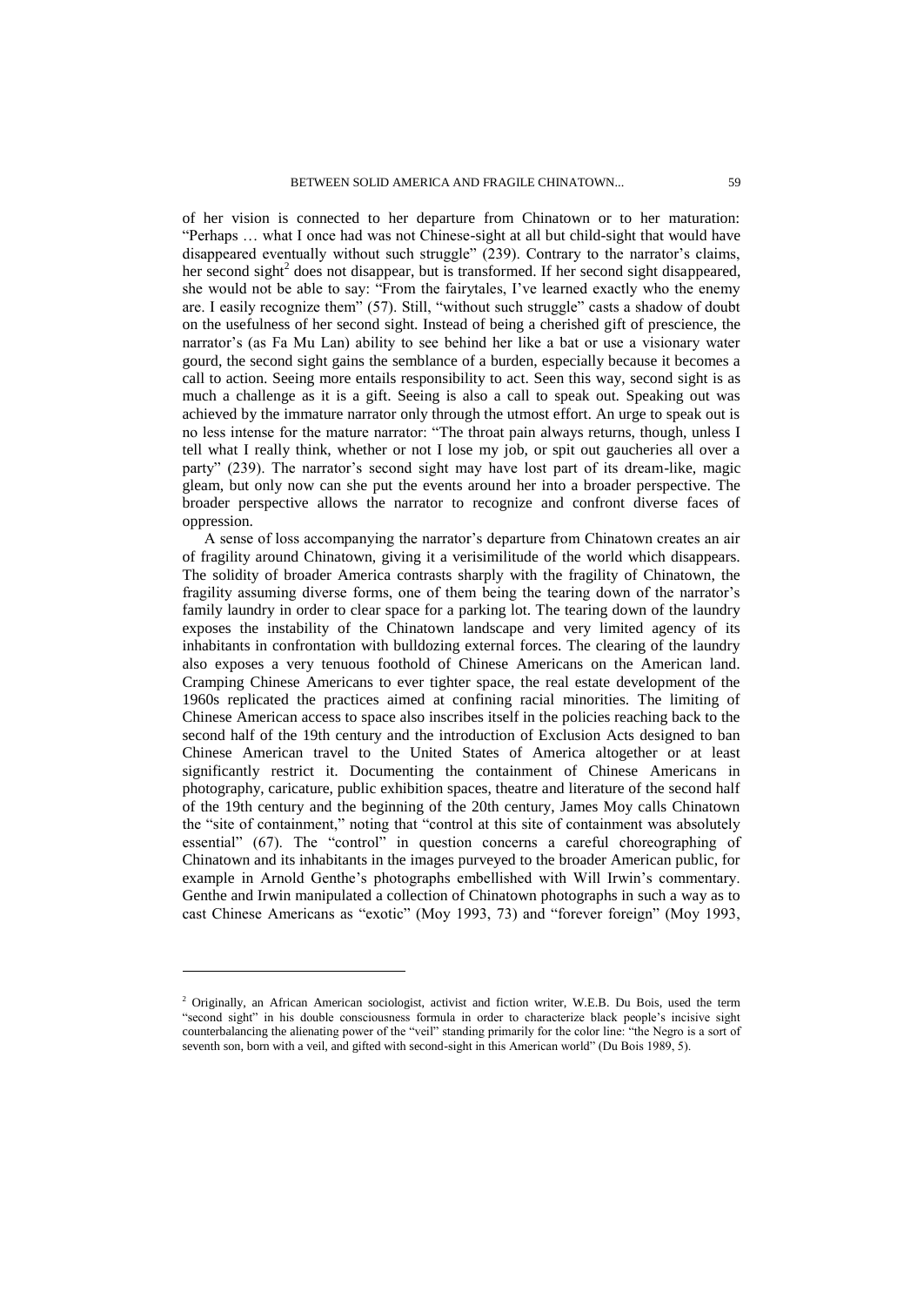of her vision is connected to her departure from Chinatown or to her maturation: "Perhaps … what I once had was not Chinese-sight at all but child-sight that would have disappeared eventually without such struggle" (239). Contrary to the narrator's claims, her second sight[2] does not disappear, but is transformed. If her second sight disappeared, she would not be able to say: "From the fairytales, I've learned exactly who the enemy are. I easily recognize them" (57). Still, "without such struggle" casts a shadow of doubt on the usefulness of her second sight. Instead of being a cherished gift of prescience, the narrator's (as Fa Mu Lan) ability to see behind her like a bat or use a visionary water gourd, the second sight gains the semblance of a burden, especially because it becomes a call to action. Seeing more entails responsibility to act. Seen this way, second sight is as much a challenge as it is a gift. Seeing is also a call to speak out. Speaking out was achieved by the immature narrator only through the utmost effort. An urge to speak out is no less intense for the mature narrator: "The throat pain always returns, though, unless I tell what I really think, whether or not I lose my job, or spit out gaucheries all over a party" (239). The narrator's second sight may have lost part of its dream-like, magic gleam, but only now can she put the events around her into a broader perspective. The broader perspective allows the narrator to recognize and confront diverse faces of oppression.

A sense of loss accompanying the narrator's departure from Chinatown creates an air of fragility around Chinatown, giving it a verisimilitude of the world which disappears. The solidity of broader America contrasts sharply with the fragility of Chinatown, the fragility assuming diverse forms, one of them being the tearing down of the narrator's family laundry in order to clear space for a parking lot. The tearing down of the laundry exposes the instability of the Chinatown landscape and very limited agency of its inhabitants in confrontation with bulldozing external forces. The clearing of the laundry also exposes a very tenuous foothold of Chinese Americans on the American land. Cramping Chinese Americans to ever tighter space, the real estate development of the 1960s replicated the practices aimed at confining racial minorities. The limiting of Chinese American access to space also inscribes itself in the policies reaching back to the second half of the 19th century and the introduction of Exclusion Acts designed to ban Chinese American travel to the United States of America altogether or at least significantly restrict it. Documenting the containment of Chinese Americans in photography, caricature, public exhibition spaces, theatre and literature of the second half of the 19th century and the beginning of the 20th century, James Moy calls Chinatown the "site of containment," noting that "control at this site of containment was absolutely essential" (67). The "control" in question concerns a careful choreographing of Chinatown and its inhabitants in the images purveyed to the broader American public, for example in Arnold Genthe's photographs embellished with Will Irwin's commentary. Genthe and Irwin manipulated a collection of Chinatown photographs in such a way as to cast Chinese Americans as "exotic" (Moy 1993, 73) and "forever foreign" (Moy 1993,

---

[2] Originally, an African American sociologist, activist and fiction writer, W.E.B. Du Bois, used the term "second sight" in his double consciousness formula in order to characterize black people's incisive sight counterbalancing the alienating power of the "veil" standing primarily for the color line: "the Negro is a sort of seventh son, born with a veil, and gifted with second-sight in this American world" (Du Bois 1989, 5).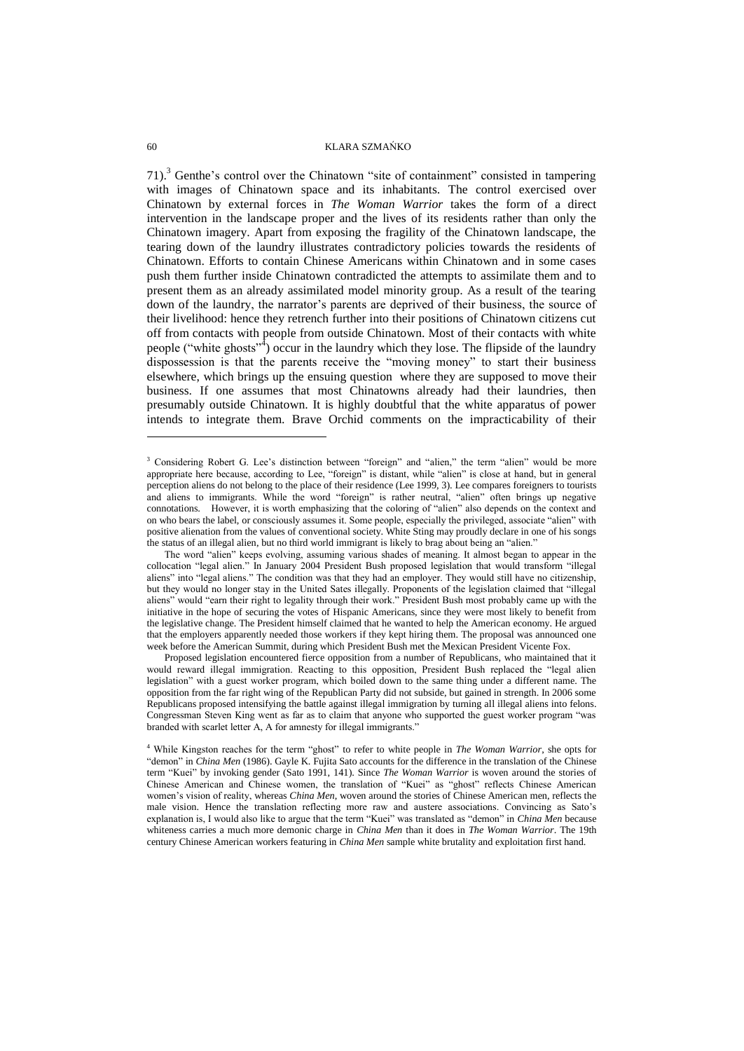71).[3] Genthe's control over the Chinatown "site of containment" consisted in tampering with images of Chinatown space and its inhabitants. The control exercised over Chinatown by external forces in *The Woman Warrior* takes the form of a direct intervention in the landscape proper and the lives of its residents rather than only the Chinatown imagery. Apart from exposing the fragility of the Chinatown landscape, the tearing down of the laundry illustrates contradictory policies towards the residents of Chinatown. Efforts to contain Chinese Americans within Chinatown and in some cases push them further inside Chinatown contradicted the attempts to assimilate them and to present them as an already assimilated model minority group. As a result of the tearing down of the laundry, the narrator's parents are deprived of their business, the source of their livelihood: hence they retrench further into their positions of Chinatown citizens cut off from contacts with people from outside Chinatown. Most of their contacts with white people ("white ghosts"[4]) occur in the laundry which they lose. The flipside of the laundry dispossession is that the parents receive the "moving money" to start their business elsewhere, which brings up the ensuing question where they are supposed to move their business. If one assumes that most Chinatowns already had their laundries, then presumably outside Chinatown. It is highly doubtful that the white apparatus of power intends to integrate them. Brave Orchid comments on the impracticability of their

---

[3] Considering Robert G. Lee's distinction between "foreign" and "alien," the term "alien" would be more appropriate here because, according to Lee, "foreign" is distant, while "alien" is close at hand, but in general perception aliens do not belong to the place of their residence (Lee 1999, 3). Lee compares foreigners to tourists and aliens to immigrants. While the word "foreign" is rather neutral, "alien" often brings up negative connotations. However, it is worth emphasizing that the coloring of "alien" also depends on the context and on who bears the label, or consciously assumes it. Some people, especially the privileged, associate "alien" with positive alienation from the values of conventional society. White Sting may proudly declare in one of his songs the status of an illegal alien, but no third world immigrant is likely to brag about being an "alien."

The word "alien" keeps evolving, assuming various shades of meaning. It almost began to appear in the collocation "legal alien." In January 2004 President Bush proposed legislation that would transform "illegal aliens" into "legal aliens." The condition was that they had an employer. They would still have no citizenship, but they would no longer stay in the United Sates illegally. Proponents of the legislation claimed that "illegal aliens" would "earn their right to legality through their work." President Bush most probably came up with the initiative in the hope of securing the votes of Hispanic Americans, since they were most likely to benefit from the legislative change. The President himself claimed that he wanted to help the American economy. He argued that the employers apparently needed those workers if they kept hiring them. The proposal was announced one week before the American Summit, during which President Bush met the Mexican President Vicente Fox.

Proposed legislation encountered fierce opposition from a number of Republicans, who maintained that it would reward illegal immigration. Reacting to this opposition, President Bush replaced the "legal alien legislation" with a guest worker program, which boiled down to the same thing under a different name. The opposition from the far right wing of the Republican Party did not subside, but gained in strength. In 2006 some Republicans proposed intensifying the battle against illegal immigration by turning all illegal aliens into felons. Congressman Steven King went as far as to claim that anyone who supported the guest worker program "was branded with scarlet letter A, A for amnesty for illegal immigrants."

[4] While Kingston reaches for the term "ghost" to refer to white people in *The Woman Warrior*, she opts for "demon" in *China Men* (1986). Gayle K. Fujita Sato accounts for the difference in the translation of the Chinese term "Kuei" by invoking gender (Sato 1991, 141). Since *The Woman Warrior* is woven around the stories of Chinese American and Chinese women, the translation of "Kuei" as "ghost" reflects Chinese American women's vision of reality, whereas *China Men*, woven around the stories of Chinese American men, reflects the male vision. Hence the translation reflecting more raw and austere associations. Convincing as Sato's explanation is, I would also like to argue that the term "Kuei" was translated as "demon" in *China Men* because whiteness carries a much more demonic charge in *China Men* than it does in *The Woman Warrior*. The 19th century Chinese American workers featuring in *China Men* sample white brutality and exploitation first hand.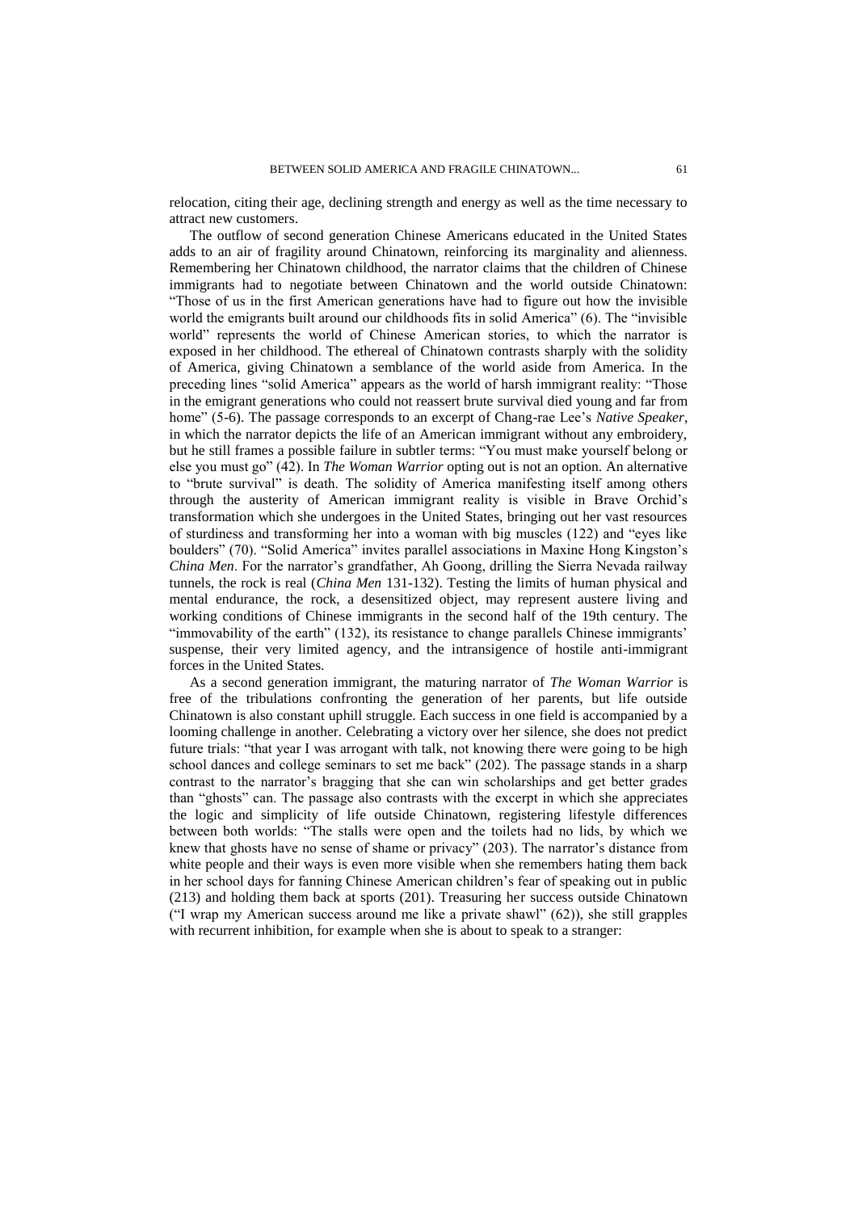relocation, citing their age, declining strength and energy as well as the time necessary to attract new customers.

The outflow of second generation Chinese Americans educated in the United States adds to an air of fragility around Chinatown, reinforcing its marginality and alienness. Remembering her Chinatown childhood, the narrator claims that the children of Chinese immigrants had to negotiate between Chinatown and the world outside Chinatown: "Those of us in the first American generations have had to figure out how the invisible world the emigrants built around our childhoods fits in solid America" (6). The "invisible world" represents the world of Chinese American stories, to which the narrator is exposed in her childhood. The ethereal of Chinatown contrasts sharply with the solidity of America, giving Chinatown a semblance of the world aside from America. In the preceding lines "solid America" appears as the world of harsh immigrant reality: "Those in the emigrant generations who could not reassert brute survival died young and far from home" (5-6). The passage corresponds to an excerpt of Chang-rae Lee's *Native Speaker*, in which the narrator depicts the life of an American immigrant without any embroidery, but he still frames a possible failure in subtler terms: "You must make yourself belong or else you must go" (42). In *The Woman Warrior* opting out is not an option. An alternative to "brute survival" is death. The solidity of America manifesting itself among others through the austerity of American immigrant reality is visible in Brave Orchid's transformation which she undergoes in the United States, bringing out her vast resources of sturdiness and transforming her into a woman with big muscles (122) and "eyes like boulders" (70). "Solid America" invites parallel associations in Maxine Hong Kingston's *China Men*. For the narrator's grandfather, Ah Goong, drilling the Sierra Nevada railway tunnels, the rock is real (*China Men* 131-132). Testing the limits of human physical and mental endurance, the rock, a desensitized object, may represent austere living and working conditions of Chinese immigrants in the second half of the 19th century. The "immovability of the earth" (132), its resistance to change parallels Chinese immigrants' suspense, their very limited agency, and the intransigence of hostile anti-immigrant forces in the United States.

As a second generation immigrant, the maturing narrator of *The Woman Warrior* is free of the tribulations confronting the generation of her parents, but life outside Chinatown is also constant uphill struggle. Each success in one field is accompanied by a looming challenge in another. Celebrating a victory over her silence, she does not predict future trials: "that year I was arrogant with talk, not knowing there were going to be high school dances and college seminars to set me back" (202). The passage stands in a sharp contrast to the narrator's bragging that she can win scholarships and get better grades than "ghosts" can. The passage also contrasts with the excerpt in which she appreciates the logic and simplicity of life outside Chinatown, registering lifestyle differences between both worlds: "The stalls were open and the toilets had no lids, by which we knew that ghosts have no sense of shame or privacy" (203). The narrator's distance from white people and their ways is even more visible when she remembers hating them back in her school days for fanning Chinese American children's fear of speaking out in public (213) and holding them back at sports (201). Treasuring her success outside Chinatown ("I wrap my American success around me like a private shawl" (62)), she still grapples with recurrent inhibition, for example when she is about to speak to a stranger: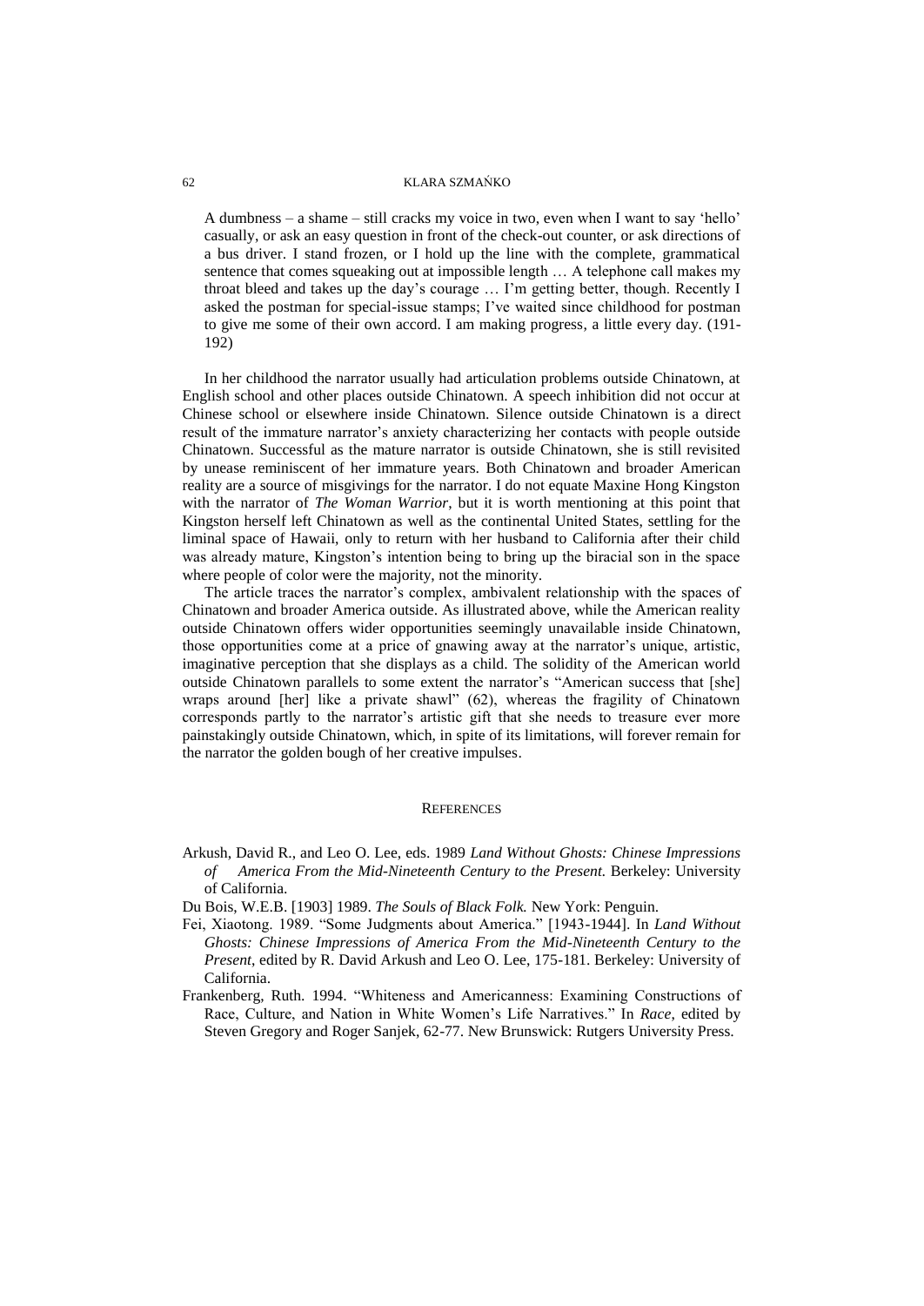> A dumbness – a shame – still cracks my voice in two, even when I want to say 'hello' casually, or ask an easy question in front of the check-out counter, or ask directions of a bus driver. I stand frozen, or I hold up the line with the complete, grammatical sentence that comes squeaking out at impossible length … A telephone call makes my throat bleed and takes up the day's courage … I'm getting better, though. Recently I asked the postman for special-issue stamps; I've waited since childhood for postman to give me some of their own accord. I am making progress, a little every day. (191-192)

In her childhood the narrator usually had articulation problems outside Chinatown, at English school and other places outside Chinatown. A speech inhibition did not occur at Chinese school or elsewhere inside Chinatown. Silence outside Chinatown is a direct result of the immature narrator's anxiety characterizing her contacts with people outside Chinatown. Successful as the mature narrator is outside Chinatown, she is still revisited by unease reminiscent of her immature years. Both Chinatown and broader American reality are a source of misgivings for the narrator. I do not equate Maxine Hong Kingston with the narrator of *The Woman Warrior*, but it is worth mentioning at this point that Kingston herself left Chinatown as well as the continental United States, settling for the liminal space of Hawaii, only to return with her husband to California after their child was already mature, Kingston's intention being to bring up the biracial son in the space where people of color were the majority, not the minority.

The article traces the narrator's complex, ambivalent relationship with the spaces of Chinatown and broader America outside. As illustrated above, while the American reality outside Chinatown offers wider opportunities seemingly unavailable inside Chinatown, those opportunities come at a price of gnawing away at the narrator's unique, artistic, imaginative perception that she displays as a child. The solidity of the American world outside Chinatown parallels to some extent the narrator's "American success that [she] wraps around [her] like a private shawl" (62), whereas the fragility of Chinatown corresponds partly to the narrator's artistic gift that she needs to treasure ever more painstakingly outside Chinatown, which, in spite of its limitations, will forever remain for the narrator the golden bough of her creative impulses.

## References

Arkush, David R., and Leo O. Lee, eds. 1989 *Land Without Ghosts: Chinese Impressions of America From the Mid-Nineteenth Century to the Present.* Berkeley: University of California.

Du Bois, W.E.B. [1903] 1989. *The Souls of Black Folk.* New York: Penguin.

Fei, Xiaotong. 1989. "Some Judgments about America." [1943-1944]. In *Land Without Ghosts: Chinese Impressions of America From the Mid-Nineteenth Century to the Present*, edited by R. David Arkush and Leo O. Lee, 175-181. Berkeley: University of California.

Frankenberg, Ruth. 1994. "Whiteness and Americanness: Examining Constructions of Race, Culture, and Nation in White Women's Life Narratives." In *Race,* edited by Steven Gregory and Roger Sanjek, 62-77. New Brunswick: Rutgers University Press.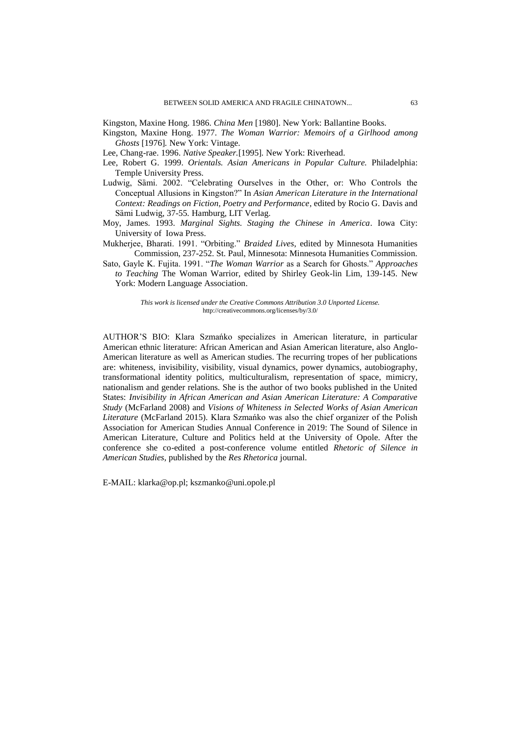Kingston, Maxine Hong. 1986. *China Men* [1980]. New York: Ballantine Books.

Kingston, Maxine Hong. 1977. *The Woman Warrior: Memoirs of a Girlhood among Ghosts* [1976]*.* New York: Vintage.

Lee, Chang-rae. 1996. *Native Speaker.*[1995]. New York: Riverhead.

Lee, Robert G. 1999. *Orientals. Asian Americans in Popular Culture.* Philadelphia: Temple University Press.

Ludwig, Sämi. 2002. "Celebrating Ourselves in the Other, or: Who Controls the Conceptual Allusions in Kingston?" In *Asian American Literature in the International Context: Readings on Fiction, Poetry and Performance*, edited by Rocio G. Davis and Sämi Ludwig, 37-55. Hamburg, LIT Verlag.

Moy, James. 1993. *Marginal Sights. Staging the Chinese in America*. Iowa City: University of Iowa Press.

Mukherjee, Bharati. 1991. "Orbiting." *Braided Lives*, edited by Minnesota Humanities Commission, 237-252. St. Paul, Minnesota: Minnesota Humanities Commission.

Sato, Gayle K. Fujita. 1991. "*The Woman Warrior* as a Search for Ghosts." *Approaches to Teaching* The Woman Warrior, edited by Shirley Geok-lin Lim, 139-145. New York: Modern Language Association.

*This work is licensed under the Creative Commons Attribution 3.0 Unported License.*
http://creativecommons.org/licenses/by/3.0/

AUTHOR'S BIO: Klara Szmańko specializes in American literature, in particular American ethnic literature: African American and Asian American literature, also Anglo-American literature as well as American studies. The recurring tropes of her publications are: whiteness, invisibility, visibility, visual dynamics, power dynamics, autobiography, transformational identity politics, multiculturalism, representation of space, mimicry, nationalism and gender relations. She is the author of two books published in the United States: *Invisibility in African American and Asian American Literature: A Comparative Study* (McFarland 2008) and *Visions of Whiteness in Selected Works of Asian American Literature* (McFarland 2015). Klara Szmańko was also the chief organizer of the Polish Association for American Studies Annual Conference in 2019: The Sound of Silence in American Literature, Culture and Politics held at the University of Opole. After the conference she co-edited a post-conference volume entitled *Rhetoric of Silence in American Studies*, published by the *Res Rhetorica* journal.

E-MAIL: klarka@op.pl; kszmanko@uni.opole.pl